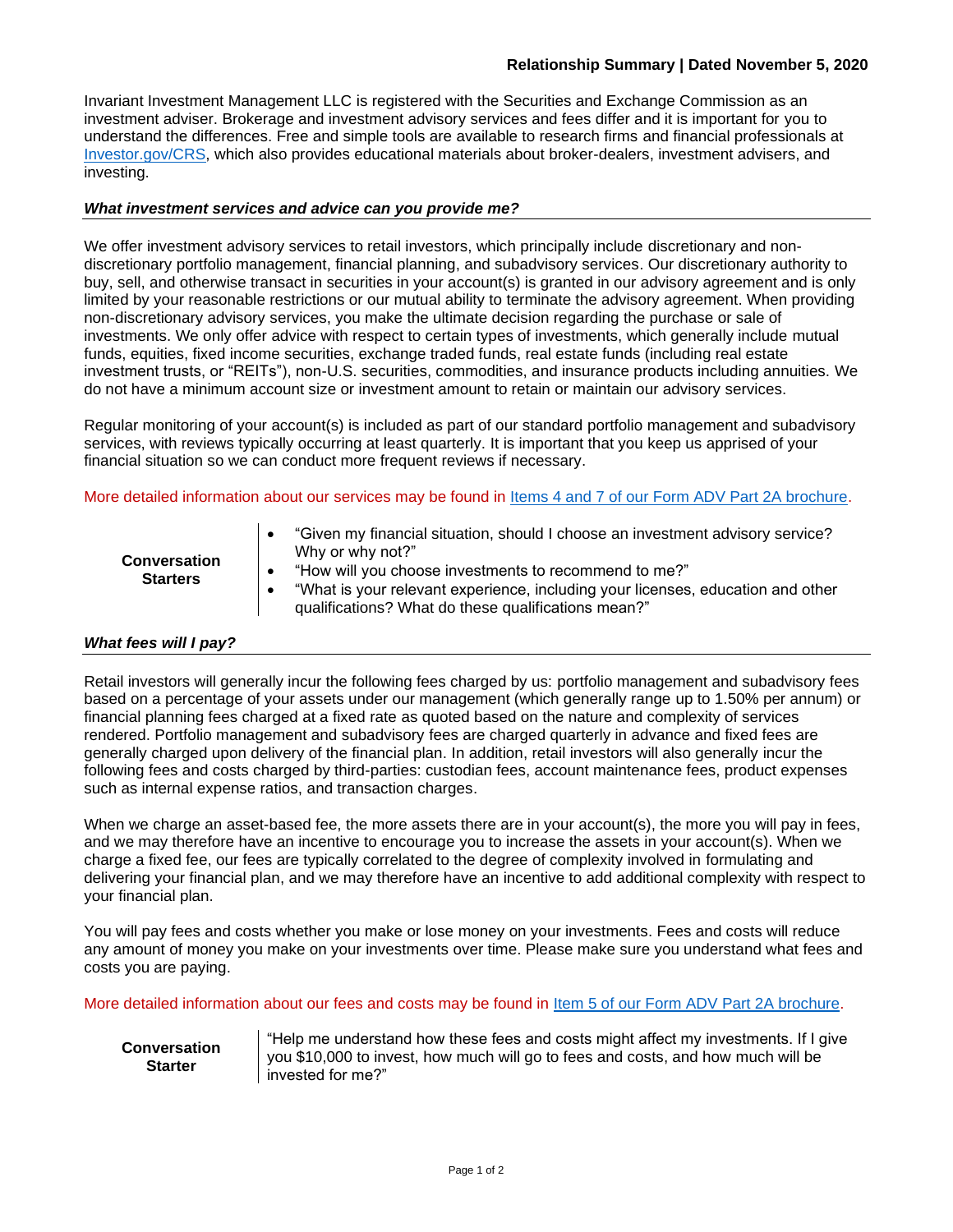**Relationship Summary | Dated November 5, 2020**

Invariant Investment Management LLC is registered with the Securities and Exchange Commission as an investment adviser. Brokerage and investment advisory services and fees differ and it is important for you to understand the differences. Free and simple tools are available to research firms and financial professionals at [Investor.gov/CRS](Investor.gov/CRS), which also provides educational materials about broker-dealers, investment advisers, and investing.

### *What investment services and advice can you provide me?*

We offer investment advisory services to retail investors, which principally include discretionary and non-discretionary portfolio management, financial planning, and subadvisory services. Our discretionary authority to buy, sell, and otherwise transact in securities in your account(s) is granted in our advisory agreement and is only limited by your reasonable restrictions or our mutual ability to terminate the advisory agreement. When providing non-discretionary advisory services, you make the ultimate decision regarding the purchase or sale of investments. We only offer advice with respect to certain types of investments, which generally include mutual funds, equities, fixed income securities, exchange traded funds, real estate funds (including real estate investment trusts, or "REITs"), non-U.S. securities, commodities, and insurance products including annuities. We do not have a minimum account size or investment amount to retain or maintain our advisory services.

Regular monitoring of your account(s) is included as part of our standard portfolio management and subadvisory services, with reviews typically occurring at least quarterly. It is important that you keep us apprised of your financial situation so we can conduct more frequent reviews if necessary.

More detailed information about our services may be found in Items 4 and 7 of our Form ADV Part 2A brochure.

**Conversation Starters**

- "Given my financial situation, should I choose an investment advisory service? Why or why not?"
- "How will you choose investments to recommend to me?"
- "What is your relevant experience, including your licenses, education and other qualifications? What do these qualifications mean?"

### *What fees will I pay?*

Retail investors will generally incur the following fees charged by us: portfolio management and subadvisory fees based on a percentage of your assets under our management (which generally range up to 1.50% per annum) or financial planning fees charged at a fixed rate as quoted based on the nature and complexity of services rendered. Portfolio management and subadvisory fees are charged quarterly in advance and fixed fees are generally charged upon delivery of the financial plan. In addition, retail investors will also generally incur the following fees and costs charged by third-parties: custodian fees, account maintenance fees, product expenses such as internal expense ratios, and transaction charges.

When we charge an asset-based fee, the more assets there are in your account(s), the more you will pay in fees, and we may therefore have an incentive to encourage you to increase the assets in your account(s). When we charge a fixed fee, our fees are typically correlated to the degree of complexity involved in formulating and delivering your financial plan, and we may therefore have an incentive to add additional complexity with respect to your financial plan.

You will pay fees and costs whether you make or lose money on your investments. Fees and costs will reduce any amount of money you make on your investments over time. Please make sure you understand what fees and costs you are paying.

More detailed information about our fees and costs may be found in Item 5 of our Form ADV Part 2A brochure.

**Conversation Starter**

"Help me understand how these fees and costs might affect my investments. If I give you $10,000 to invest, how much will go to fees and costs, and how much will be invested for me?"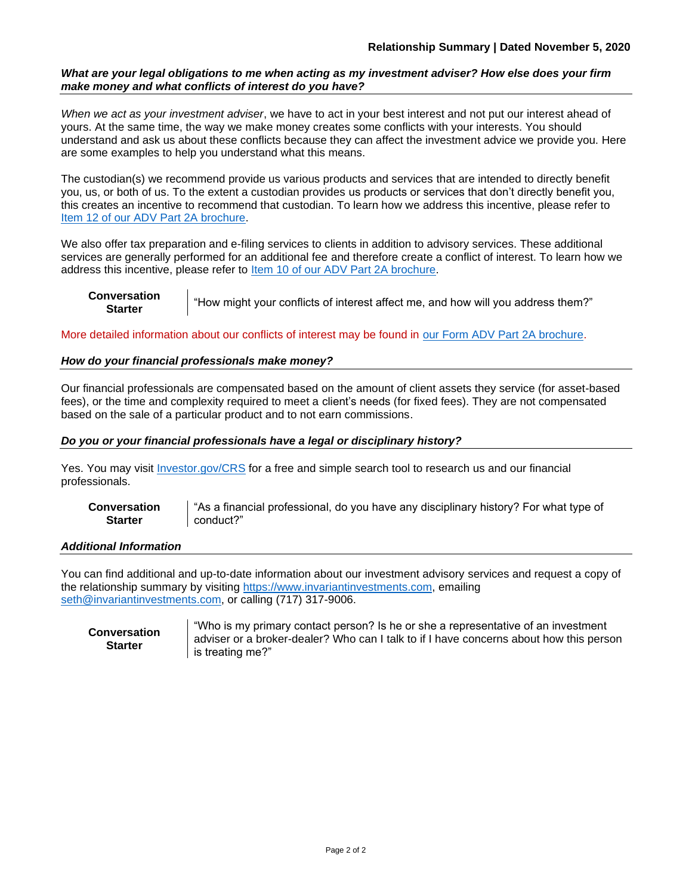### *What are your legal obligations to me when acting as my investment adviser? How else does your firm make money and what conflicts of interest do you have?*

*When we act as your investment adviser*, we have to act in your best interest and not put our interest ahead of yours. At the same time, the way we make money creates some conflicts with your interests. You should understand and ask us about these conflicts because they can affect the investment advice we provide you. Here are some examples to help you understand what this means.

The custodian(s) we recommend provide us various products and services that are intended to directly benefit you, us, or both of us. To the extent a custodian provides us products or services that don't directly benefit you, this creates an incentive to recommend that custodian. To learn how we address this incentive, please refer to Item 12 of our ADV Part 2A brochure.

We also offer tax preparation and e-filing services to clients in addition to advisory services. These additional services are generally performed for an additional fee and therefore create a conflict of interest. To learn how we address this incentive, please refer to Item 10 of our ADV Part 2A brochure.

| | |
|---|---|
| **Conversation Starter** | "How might your conflicts of interest affect me, and how will you address them?" |

More detailed information about our conflicts of interest may be found in our Form ADV Part 2A brochure.

### *How do your financial professionals make money?*

Our financial professionals are compensated based on the amount of client assets they service (for asset-based fees), or the time and complexity required to meet a client's needs (for fixed fees). They are not compensated based on the sale of a particular product and to not earn commissions.

### *Do you or your financial professionals have a legal or disciplinary history?*

Yes. You may visit Investor.gov/CRS for a free and simple search tool to research us and our financial professionals.

| | |
|---|---|
| **Conversation Starter** | "As a financial professional, do you have any disciplinary history? For what type of conduct?" |

### *Additional Information*

You can find additional and up-to-date information about our investment advisory services and request a copy of the relationship summary by visiting https://www.invariantinvestments.com, emailing seth@invariantinvestments.com, or calling (717) 317-9006.

| | |
|---|---|
| **Conversation Starter** | "Who is my primary contact person? Is he or she a representative of an investment adviser or a broker-dealer? Who can I talk to if I have concerns about how this person is treating me?" |